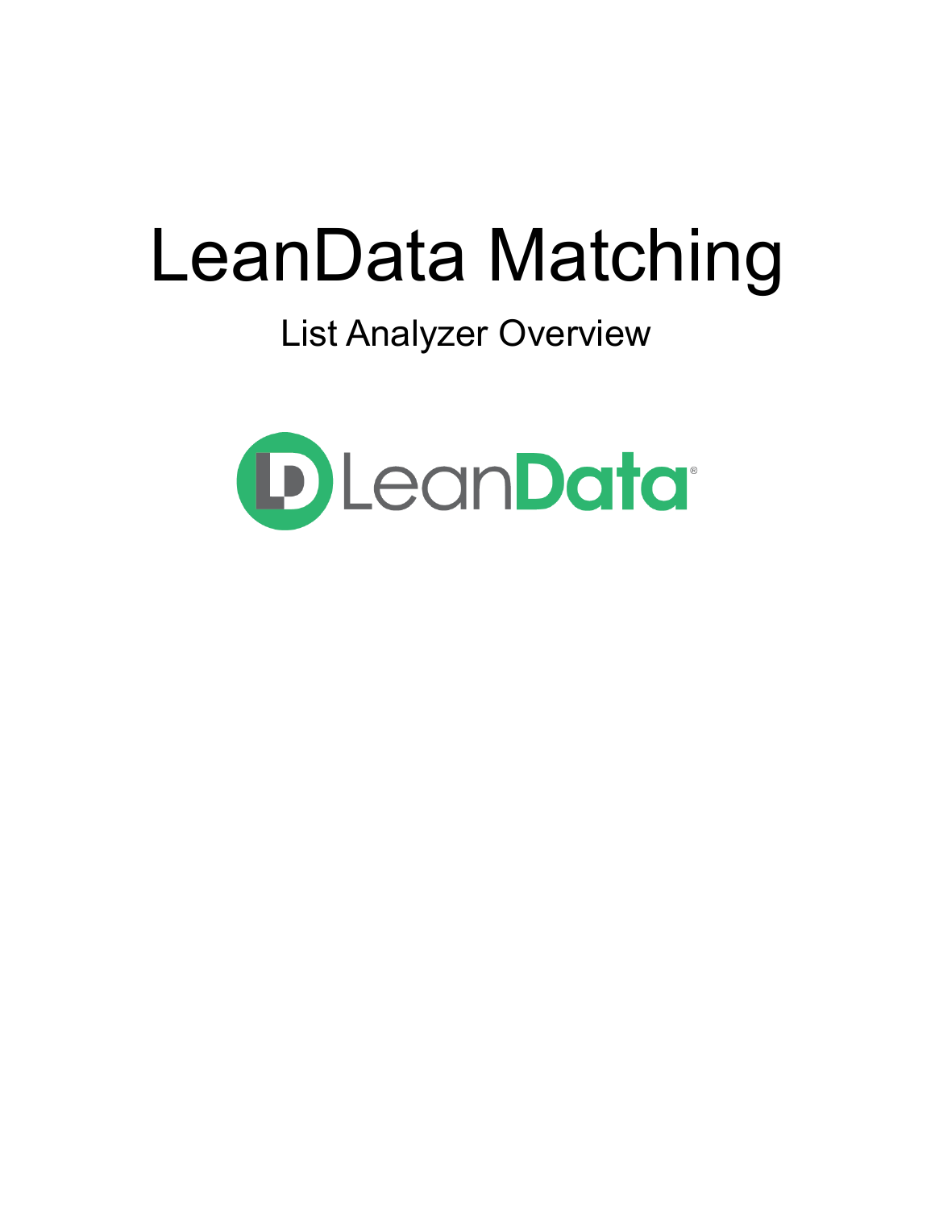# LeanData Matching

## List Analyzer Overview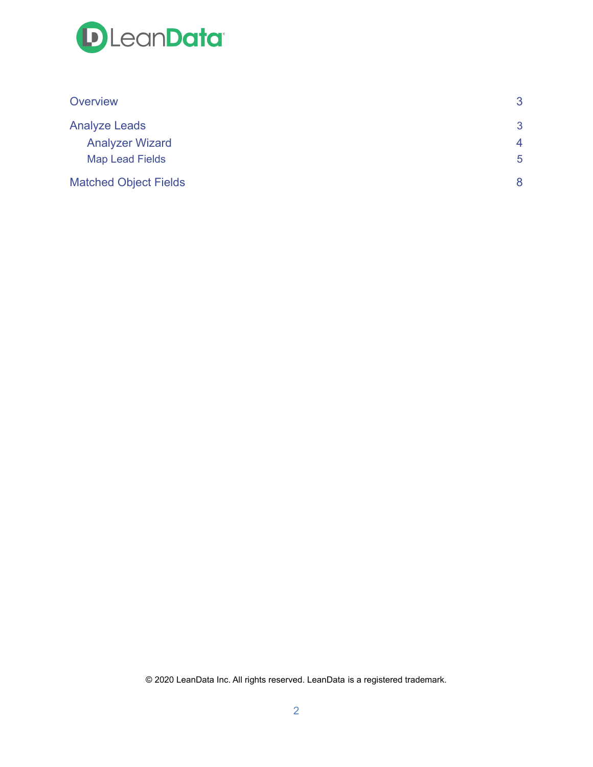| | |
|---|---|
| Overview | 3 |
| Analyze Leads | 3 |
| Analyzer Wizard | 4 |
| Map Lead Fields | 5 |
| Matched Object Fields | 8 |

© 2020 LeanData Inc. All rights reserved. LeanData is a registered trademark.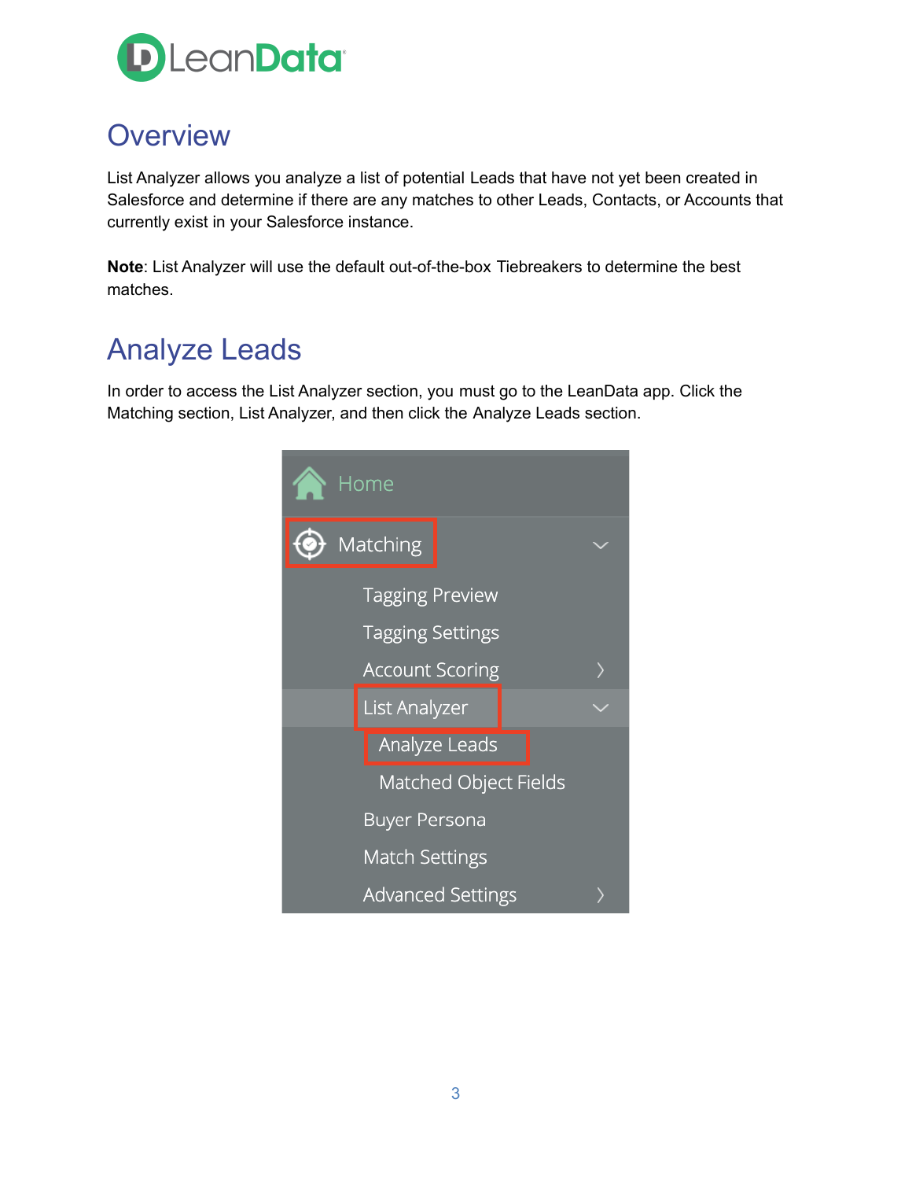## Overview

List Analyzer allows you analyze a list of potential Leads that have not yet been created in Salesforce and determine if there are any matches to other Leads, Contacts, or Accounts that currently exist in your Salesforce instance.

**Note**: List Analyzer will use the default out-of-the-box Tiebreakers to determine the best matches.

## Analyze Leads

In order to access the List Analyzer section, you must go to the LeanData app. Click the Matching section, List Analyzer, and then click the Analyze Leads section.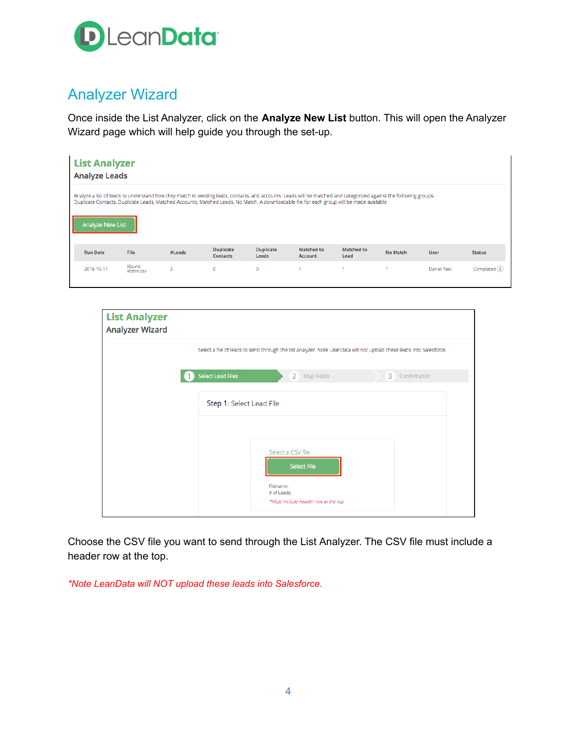# Analyzer Wizard

Once inside the List Analyzer, click on the **Analyze New List** button. This will open the Analyzer Wizard page which will help guide you through the set-up.

Choose the CSV file you want to send through the List Analyzer. The CSV file must include a header row at the top.

*\*Note LeanData will NOT upload these leads into Salesforce.*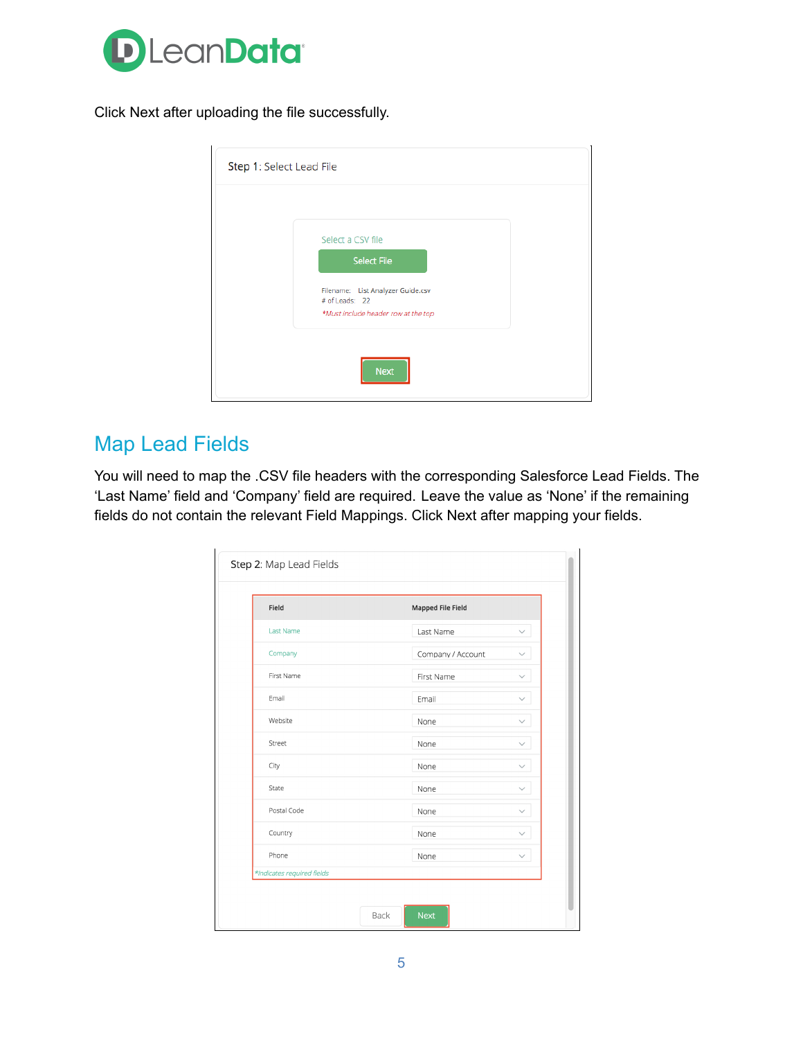Click Next after uploading the file successfully.

## Map Lead Fields

You will need to map the .CSV file headers with the corresponding Salesforce Lead Fields. The 'Last Name' field and 'Company' field are required. Leave the value as 'None' if the remaining fields do not contain the relevant Field Mappings. Click Next after mapping your fields.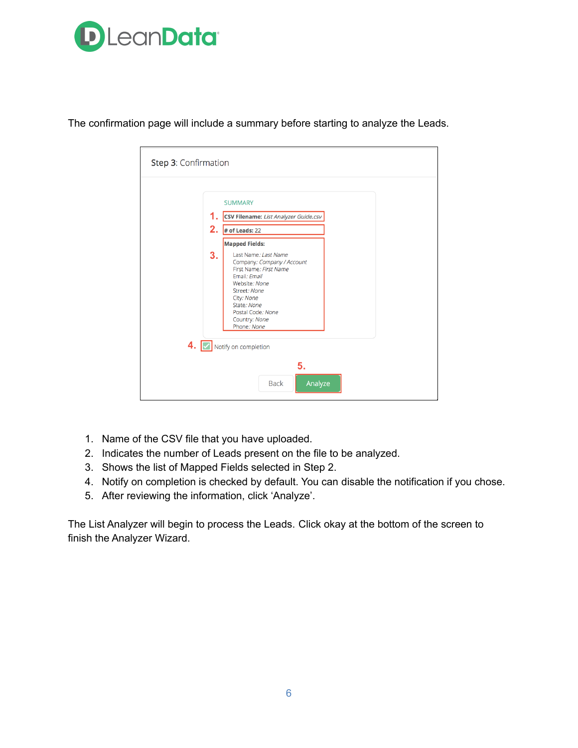The confirmation page will include a summary before starting to analyze the Leads.

Step 3: Confirmation

SUMMARY

1. **CSV Filename:** *List Analyzer Guide.csv*

2. **# of Leads:** 22

3. **Mapped Fields:**

   Last Name: *Last Name*
   Company: *Company / Account*
   First Name: *First Name*
   Email: *Email*
   Website: *None*
   Street: *None*
   City: *None*
   State: *None*
   Postal Code: *None*
   Country: *None*
   Phone: *None*

4. Notify on completion

5. Back | Analyze

1. Name of the CSV file that you have uploaded.
2. Indicates the number of Leads present on the file to be analyzed.
3. Shows the list of Mapped Fields selected in Step 2.
4. Notify on completion is checked by default. You can disable the notification if you chose.
5. After reviewing the information, click 'Analyze'.

The List Analyzer will begin to process the Leads. Click okay at the bottom of the screen to finish the Analyzer Wizard.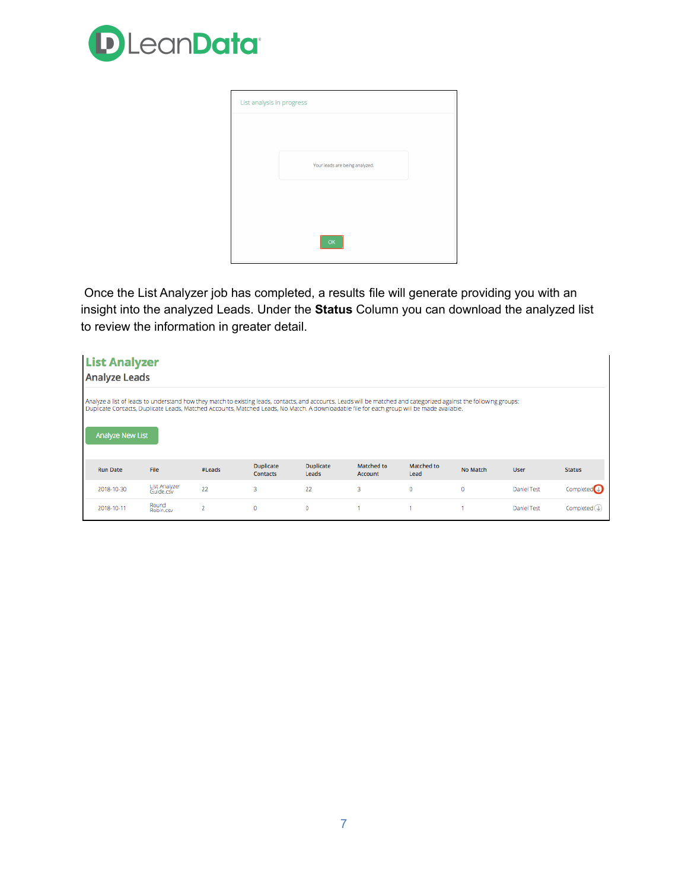List analysis in progress

Your leads are being analyzed.

OK

Once the List Analyzer job has completed, a results file will generate providing you with an insight into the analyzed Leads. Under the **Status** Column you can download the analyzed list to review the information in greater detail.

## List Analyzer

### Analyze Leads

Analyze a list of leads to understand how they match to existing leads, contacts, and accounts. Leads will be matched and categorized against the following groups: Duplicate Contacts, Duplicate Leads, Matched Accounts, Matched Leads, No Match. A downloadable file for each group will be made available.

Analyze New List

| Run Date | File | #Leads | Duplicate Contacts | Duplicate Leads | Matched to Account | Matched to Lead | No Match | User | Status |
|---|---|---|---|---|---|---|---|---|---|
| 2018-10-30 | List Analyzer Guide.csv | 22 | 3 | 22 | 3 | 0 | 0 | Daniel Test | Completed |
| 2018-10-11 | Round Robin.csv | 2 | 0 | 0 | 1 | 1 | 1 | Daniel Test | Completed |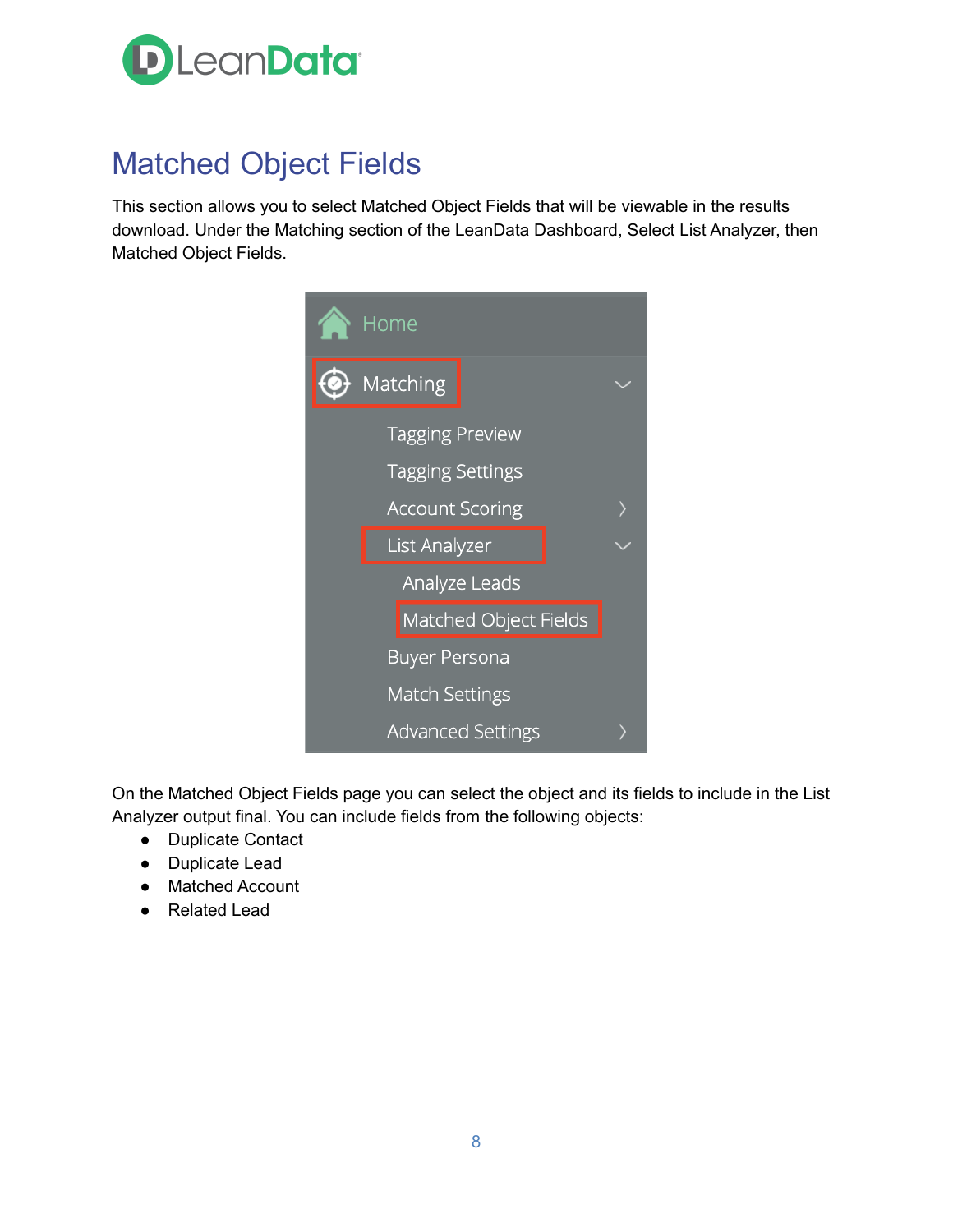# Matched Object Fields

This section allows you to select Matched Object Fields that will be viewable in the results download. Under the Matching section of the LeanData Dashboard, Select List Analyzer, then Matched Object Fields.

On the Matched Object Fields page you can select the object and its fields to include in the List Analyzer output final. You can include fields from the following objects:

- Duplicate Contact
- Duplicate Lead
- Matched Account
- Related Lead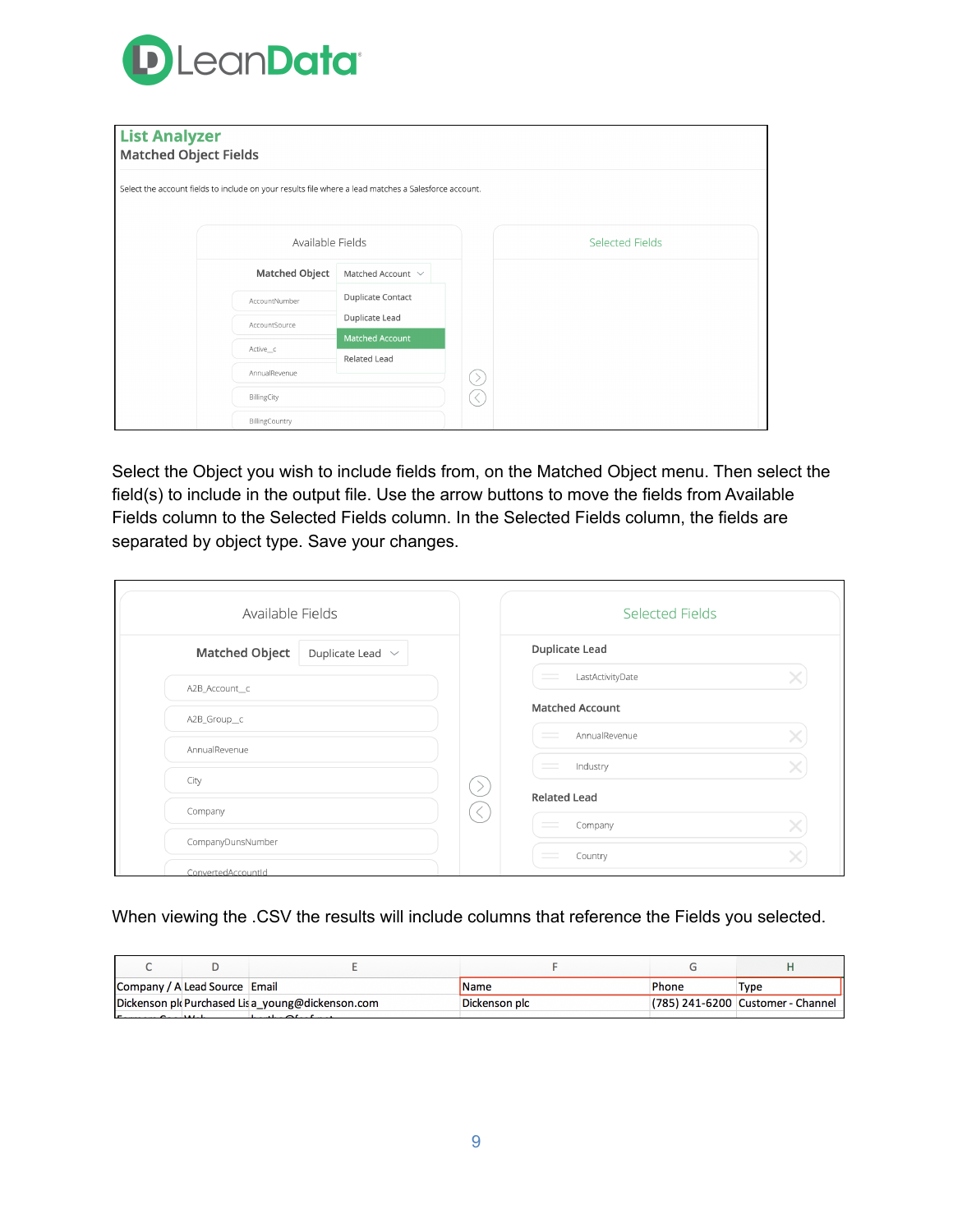Select the Object you wish to include fields from, on the Matched Object menu. Then select the field(s) to include in the output file. Use the arrow buttons to move the fields from Available Fields column to the Selected Fields column. In the Selected Fields column, the fields are separated by object type. Save your changes.

When viewing the .CSV the results will include columns that reference the Fields you selected.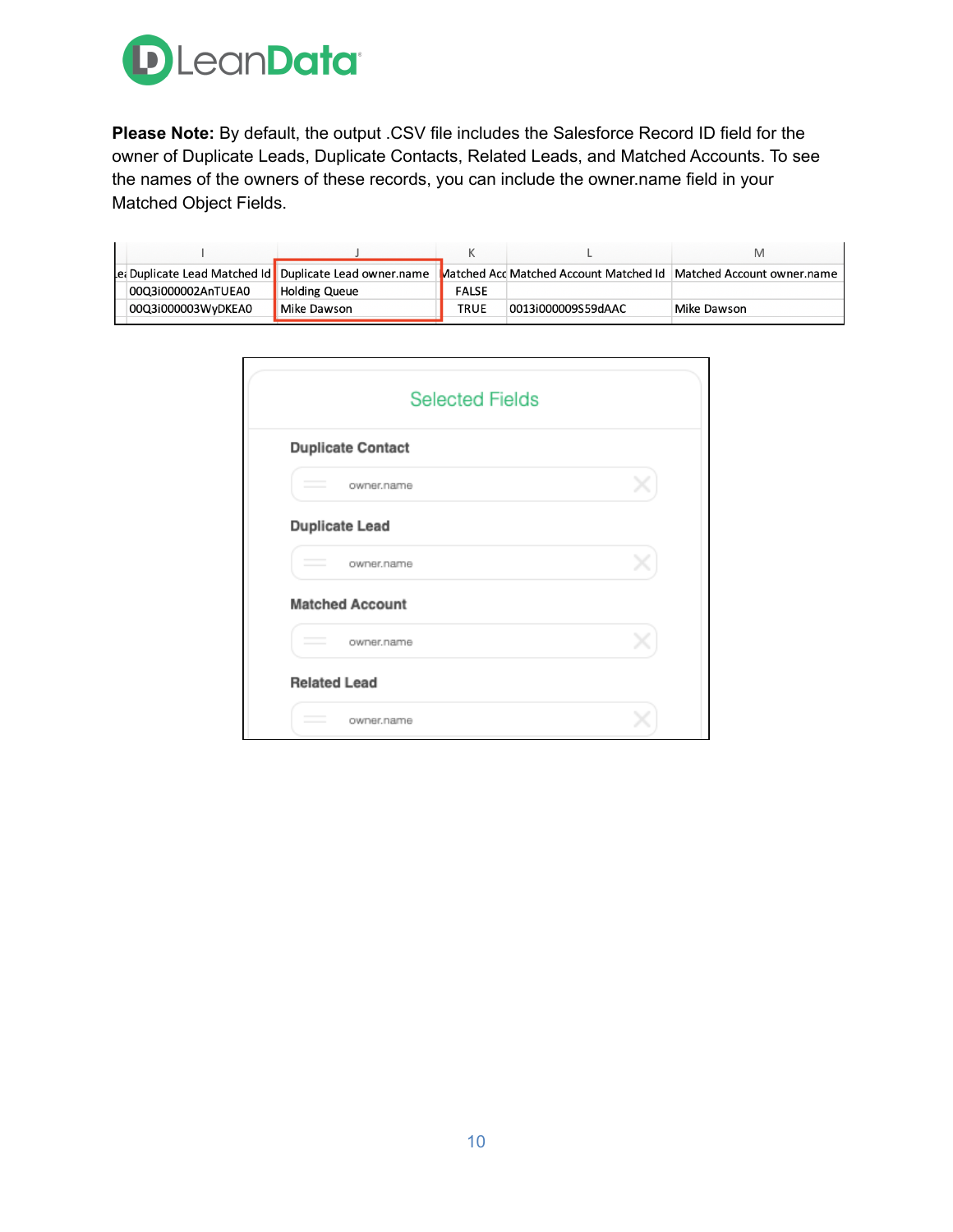**Please Note:** By default, the output .CSV file includes the Salesforce Record ID field for the owner of Duplicate Leads, Duplicate Contacts, Related Leads, and Matched Accounts. To see the names of the owners of these records, you can include the owner.name field in your Matched Object Fields.

| I | J | K | L | M |
|---|---|---|---|---|
| Duplicate Lead Matched Id | Duplicate Lead owner.name | Matched Acc | Matched Account Matched Id | Matched Account owner.name |
| 00Q3i000002AnTUEA0 | Holding Queue | FALSE | | |
| 00Q3i000003WyDKEA0 | Mike Dawson | TRUE | 0013i000009S59dAAC | Mike Dawson |

Selected Fields

**Duplicate Contact**

owner.name

**Duplicate Lead**

owner.name

**Matched Account**

owner.name

**Related Lead**

owner.name